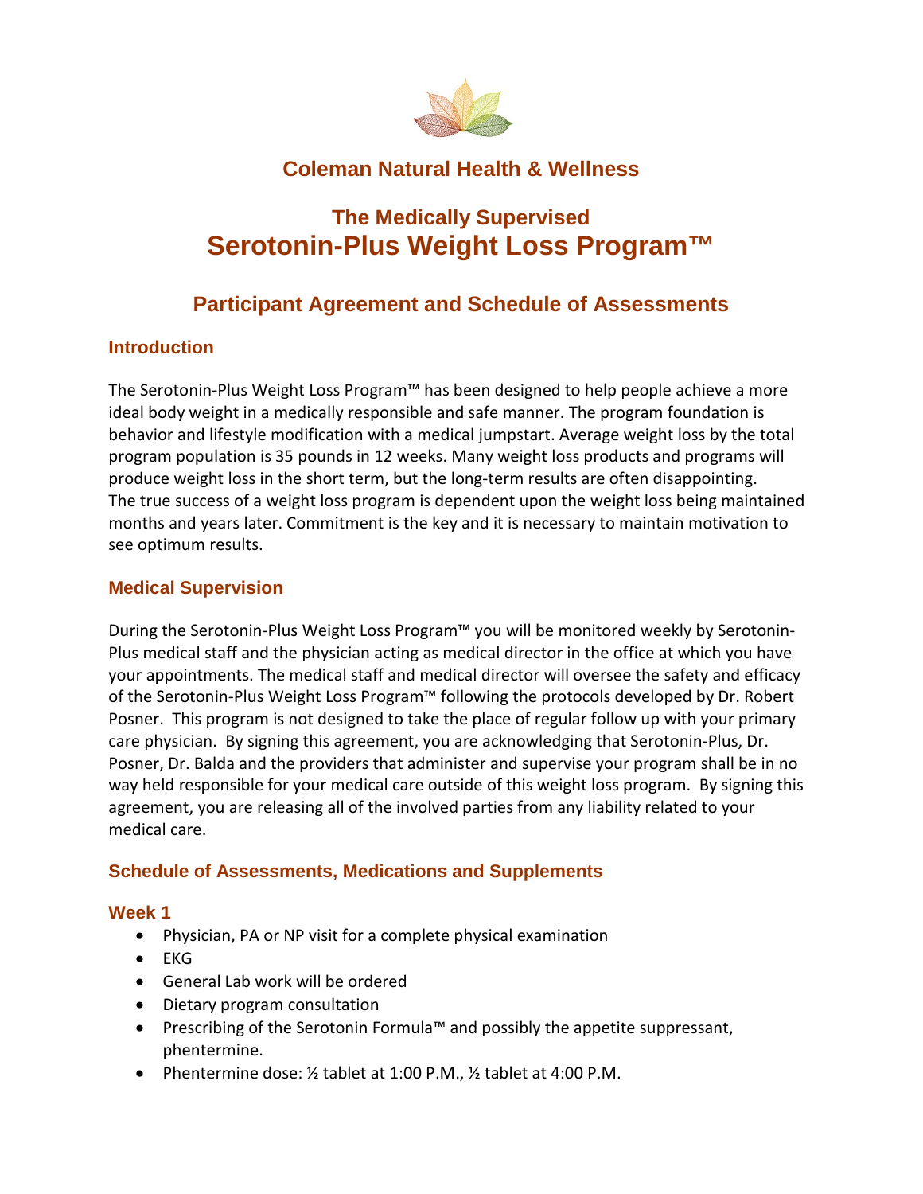## Coleman Natural Health & Wellness

# The Medically Supervised
# Serotonin-Plus Weight Loss Program™

## Participant Agreement and Schedule of Assessments

### Introduction

The Serotonin-Plus Weight Loss Program™ has been designed to help people achieve a more ideal body weight in a medically responsible and safe manner. The program foundation is behavior and lifestyle modification with a medical jumpstart. Average weight loss by the total program population is 35 pounds in 12 weeks. Many weight loss products and programs will produce weight loss in the short term, but the long-term results are often disappointing. The true success of a weight loss program is dependent upon the weight loss being maintained months and years later. Commitment is the key and it is necessary to maintain motivation to see optimum results.

### Medical Supervision

During the Serotonin-Plus Weight Loss Program™ you will be monitored weekly by Serotonin-Plus medical staff and the physician acting as medical director in the office at which you have your appointments. The medical staff and medical director will oversee the safety and efficacy of the Serotonin-Plus Weight Loss Program™ following the protocols developed by Dr. Robert Posner. This program is not designed to take the place of regular follow up with your primary care physician. By signing this agreement, you are acknowledging that Serotonin-Plus, Dr. Posner, Dr. Balda and the providers that administer and supervise your program shall be in no way held responsible for your medical care outside of this weight loss program. By signing this agreement, you are releasing all of the involved parties from any liability related to your medical care.

### Schedule of Assessments, Medications and Supplements

#### Week 1

- Physician, PA or NP visit for a complete physical examination
- EKG
- General Lab work will be ordered
- Dietary program consultation
- Prescribing of the Serotonin Formula™ and possibly the appetite suppressant, phentermine.
- Phentermine dose: ½ tablet at 1:00 P.M., ½ tablet at 4:00 P.M.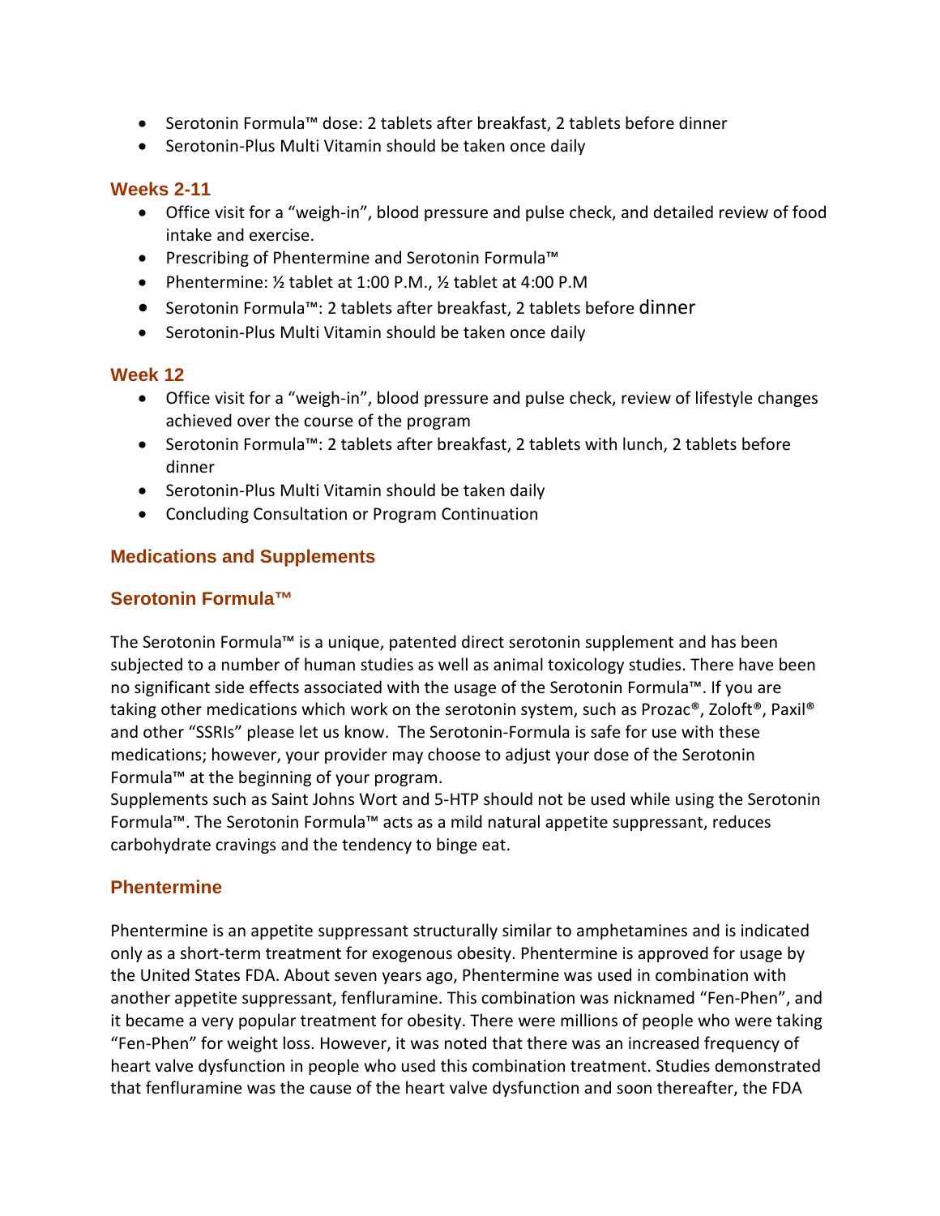- Serotonin Formula™ dose: 2 tablets after breakfast, 2 tablets before dinner
- Serotonin-Plus Multi Vitamin should be taken once daily

### Weeks 2-11

- Office visit for a "weigh-in", blood pressure and pulse check, and detailed review of food intake and exercise.
- Prescribing of Phentermine and Serotonin Formula™
- Phentermine: ½ tablet at 1:00 P.M., ½ tablet at 4:00 P.M
- Serotonin Formula™: 2 tablets after breakfast, 2 tablets before dinner
- Serotonin-Plus Multi Vitamin should be taken once daily

### Week 12

- Office visit for a "weigh-in", blood pressure and pulse check, review of lifestyle changes achieved over the course of the program
- Serotonin Formula™: 2 tablets after breakfast, 2 tablets with lunch, 2 tablets before dinner
- Serotonin-Plus Multi Vitamin should be taken daily
- Concluding Consultation or Program Continuation

## Medications and Supplements

### Serotonin Formula™

The Serotonin Formula™ is a unique, patented direct serotonin supplement and has been subjected to a number of human studies as well as animal toxicology studies. There have been no significant side effects associated with the usage of the Serotonin Formula™. If you are taking other medications which work on the serotonin system, such as Prozac®, Zoloft®, Paxil® and other "SSRIs" please let us know. The Serotonin-Formula is safe for use with these medications; however, your provider may choose to adjust your dose of the Serotonin Formula™ at the beginning of your program.
Supplements such as Saint Johns Wort and 5-HTP should not be used while using the Serotonin Formula™. The Serotonin Formula™ acts as a mild natural appetite suppressant, reduces carbohydrate cravings and the tendency to binge eat.

### Phentermine

Phentermine is an appetite suppressant structurally similar to amphetamines and is indicated only as a short-term treatment for exogenous obesity. Phentermine is approved for usage by the United States FDA. About seven years ago, Phentermine was used in combination with another appetite suppressant, fenfluramine. This combination was nicknamed "Fen-Phen", and it became a very popular treatment for obesity. There were millions of people who were taking "Fen-Phen" for weight loss. However, it was noted that there was an increased frequency of heart valve dysfunction in people who used this combination treatment. Studies demonstrated that fenfluramine was the cause of the heart valve dysfunction and soon thereafter, the FDA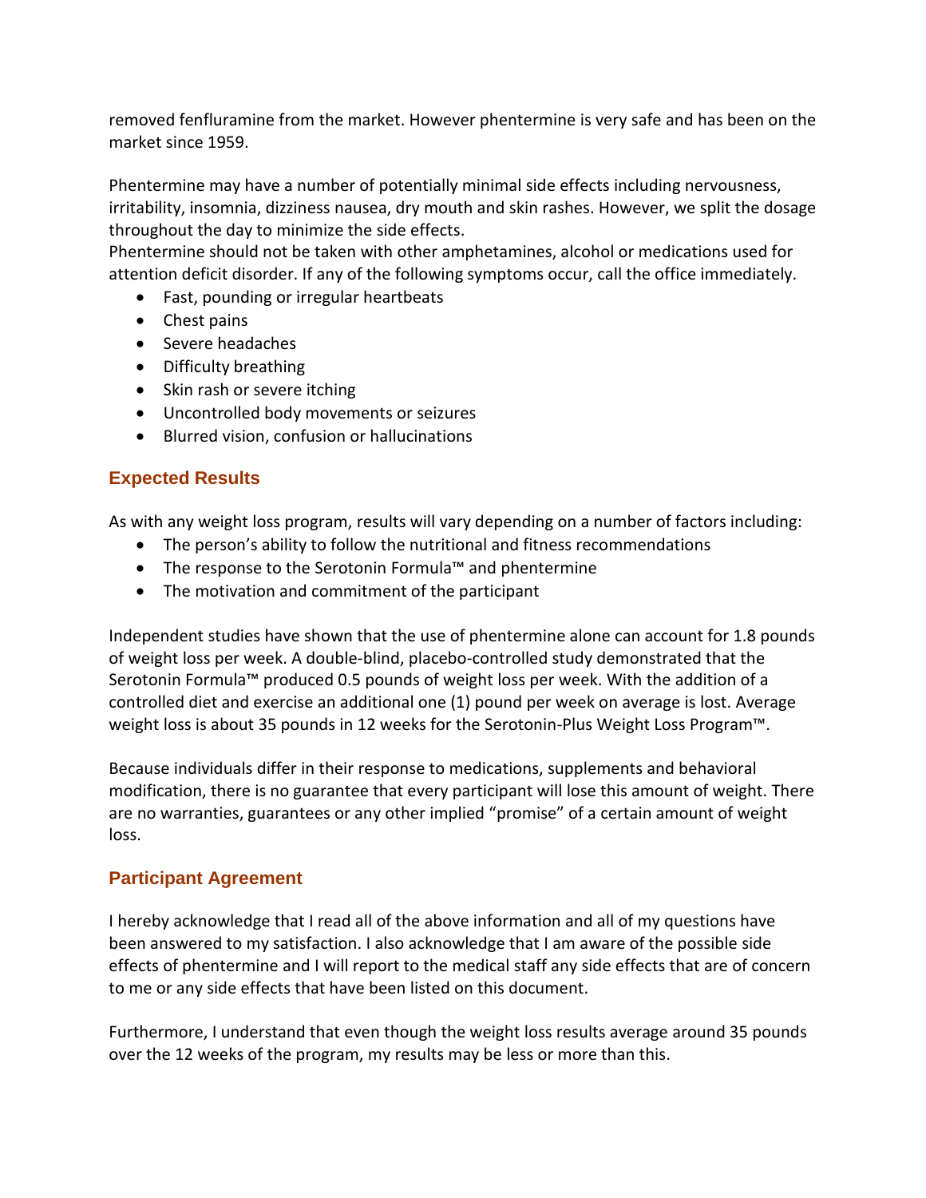removed fenfluramine from the market. However phentermine is very safe and has been on the market since 1959.

Phentermine may have a number of potentially minimal side effects including nervousness, irritability, insomnia, dizziness nausea, dry mouth and skin rashes. However, we split the dosage throughout the day to minimize the side effects.
Phentermine should not be taken with other amphetamines, alcohol or medications used for attention deficit disorder. If any of the following symptoms occur, call the office immediately.

- Fast, pounding or irregular heartbeats
- Chest pains
- Severe headaches
- Difficulty breathing
- Skin rash or severe itching
- Uncontrolled body movements or seizures
- Blurred vision, confusion or hallucinations

## Expected Results

As with any weight loss program, results will vary depending on a number of factors including:

- The person's ability to follow the nutritional and fitness recommendations
- The response to the Serotonin Formula™ and phentermine
- The motivation and commitment of the participant

Independent studies have shown that the use of phentermine alone can account for 1.8 pounds of weight loss per week. A double-blind, placebo-controlled study demonstrated that the Serotonin Formula™ produced 0.5 pounds of weight loss per week. With the addition of a controlled diet and exercise an additional one (1) pound per week on average is lost. Average weight loss is about 35 pounds in 12 weeks for the Serotonin-Plus Weight Loss Program™.

Because individuals differ in their response to medications, supplements and behavioral modification, there is no guarantee that every participant will lose this amount of weight. There are no warranties, guarantees or any other implied "promise" of a certain amount of weight loss.

## Participant Agreement

I hereby acknowledge that I read all of the above information and all of my questions have been answered to my satisfaction. I also acknowledge that I am aware of the possible side effects of phentermine and I will report to the medical staff any side effects that are of concern to me or any side effects that have been listed on this document.

Furthermore, I understand that even though the weight loss results average around 35 pounds over the 12 weeks of the program, my results may be less or more than this.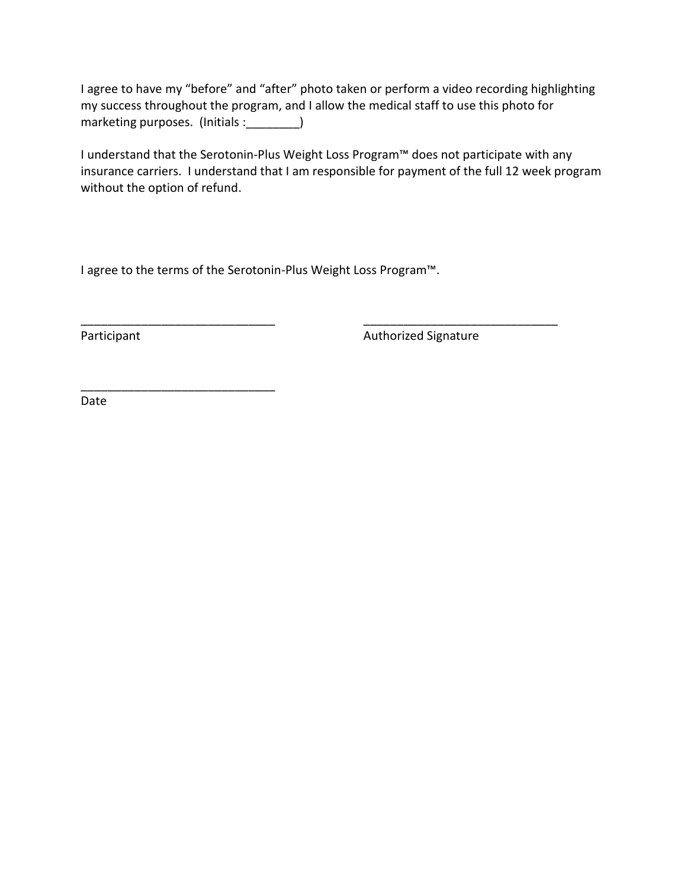I agree to have my “before” and “after” photo taken or perform a video recording highlighting my success throughout the program, and I allow the medical staff to use this photo for marketing purposes. (Initials :________)

I understand that the Serotonin-Plus Weight Loss Program™ does not participate with any insurance carriers. I understand that I am responsible for payment of the full 12 week program without the option of refund.

I agree to the terms of the Serotonin-Plus Weight Loss Program™.

_____________________________ _____________________________
Participant Authorized Signature

_____________________________
Date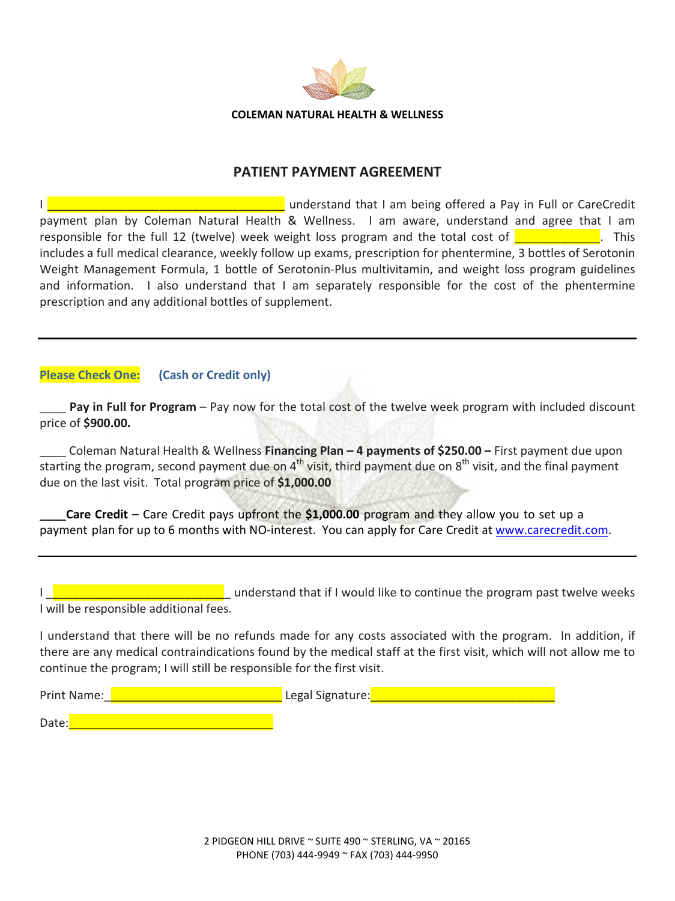**COLEMAN NATURAL HEALTH & WELLNESS**

## PATIENT PAYMENT AGREEMENT

I ____________________________________ understand that I am being offered a Pay in Full or CareCredit payment plan by Coleman Natural Health & Wellness. I am aware, understand and agree that I am responsible for the full 12 (twelve) week weight loss program and the total cost of _____________. This includes a full medical clearance, weekly follow up exams, prescription for phentermine, 3 bottles of Serotonin Weight Management Formula, 1 bottle of Serotonin-Plus multivitamin, and weight loss program guidelines and information. I also understand that I am separately responsible for the cost of the phentermine prescription and any additional bottles of supplement.

---

**Please Check One:** **(Cash or Credit only)**

____ **Pay in Full for Program** – Pay now for the total cost of the twelve week program with included discount price of **$900.00.**

____ Coleman Natural Health & Wellness **Financing Plan – 4 payments of $250.00 –** First payment due upon starting the program, second payment due on 4th visit, third payment due on 8th visit, and the final payment due on the last visit. Total program price of **$1,000.00**

**____Care Credit** – Care Credit pays upfront the **$1,000.00** program and they allow you to set up a payment plan for up to 6 months with NO-interest. You can apply for Care Credit at www.carecredit.com.

---

I ___________________________ understand that if I would like to continue the program past twelve weeks I will be responsible additional fees.

I understand that there will be no refunds made for any costs associated with the program. In addition, if there are any medical contraindications found by the medical staff at the first visit, which will not allow me to continue the program; I will still be responsible for the first visit.

Print Name:__________________________ Legal Signature:____________________________

Date:________________________________

2 PIDGEON HILL DRIVE ~ SUITE 490 ~ STERLING, VA ~ 20165
PHONE (703) 444-9949 ~ FAX (703) 444-9950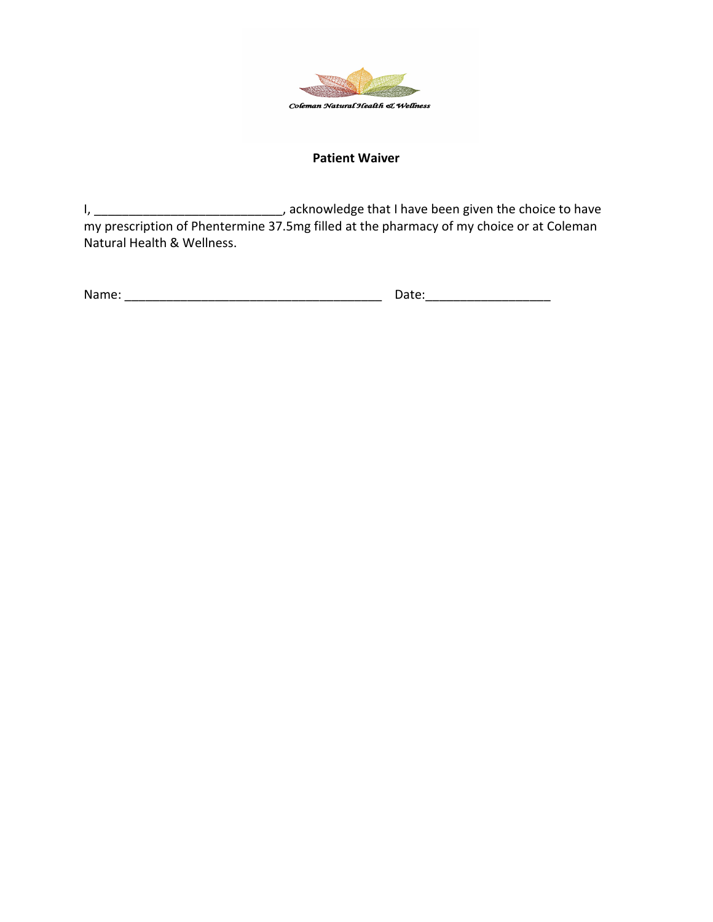Coleman Natural Health & Wellness

# Patient Waiver

I, ___________________________, acknowledge that I have been given the choice to have my prescription of Phentermine 37.5mg filled at the pharmacy of my choice or at Coleman Natural Health & Wellness.

Name: ______________________________________ Date:_________________